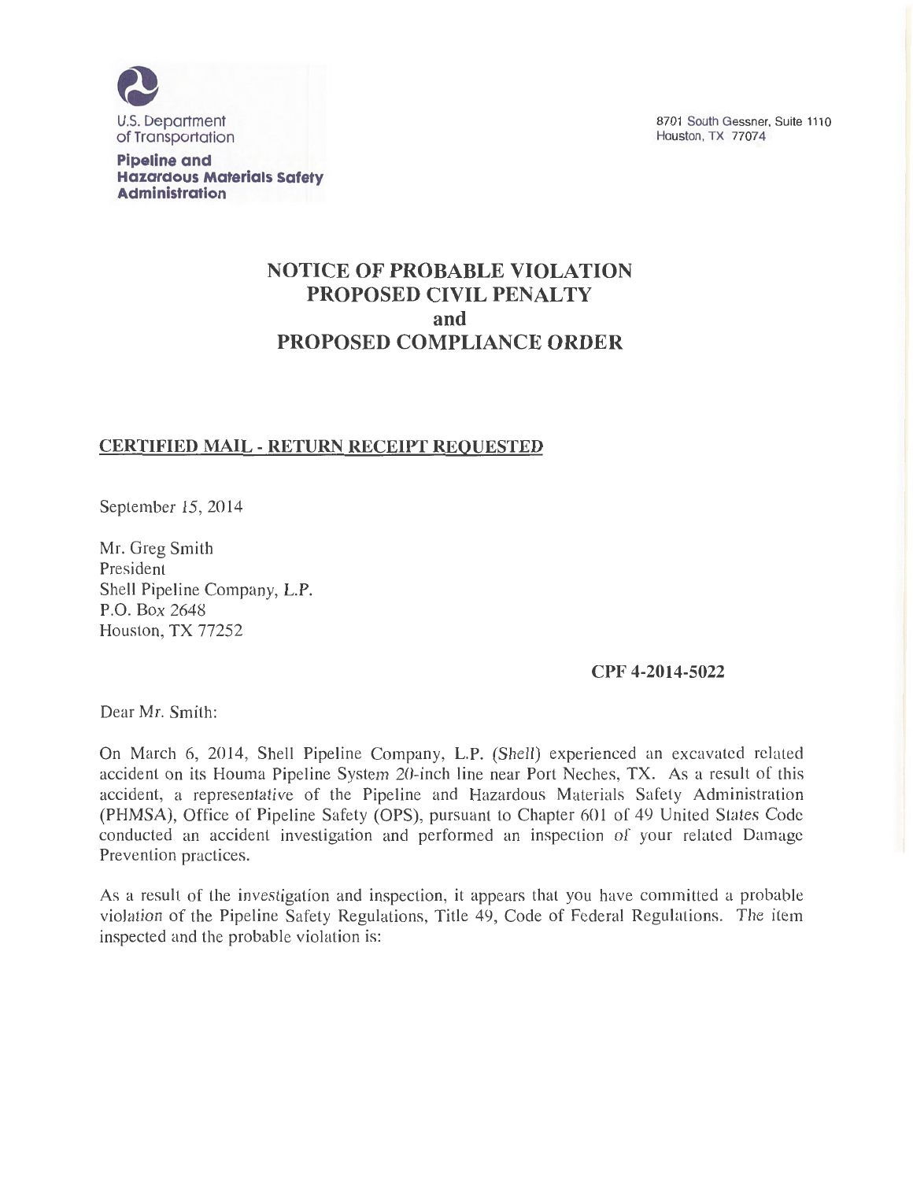U.S. Department of Transportation

**Pipeline and Hazardous Materials Safety Administration**

8701 South Gessner, Suite 1110
Houston, TX 77074

# NOTICE OF PROBABLE VIOLATION PROPOSED CIVIL PENALTY and PROPOSED COMPLIANCE ORDER

**CERTIFIED MAIL - RETURN RECEIPT REQUESTED**

September 15, 2014

Mr. Greg Smith
President
Shell Pipeline Company, L.P.
P.O. Box 2648
Houston, TX 77252

**CPF 4-2014-5022**

Dear Mr. Smith:

On March 6, 2014, Shell Pipeline Company, L.P. (Shell) experienced an excavated related accident on its Houma Pipeline System 20-inch line near Port Neches, TX. As a result of this accident, a representative of the Pipeline and Hazardous Materials Safety Administration (PHMSA), Office of Pipeline Safety (OPS), pursuant to Chapter 601 of 49 United States Code conducted an accident investigation and performed an inspection of your related Damage Prevention practices.

As a result of the investigation and inspection, it appears that you have committed a probable violation of the Pipeline Safety Regulations, Title 49, Code of Federal Regulations. The item inspected and the probable violation is: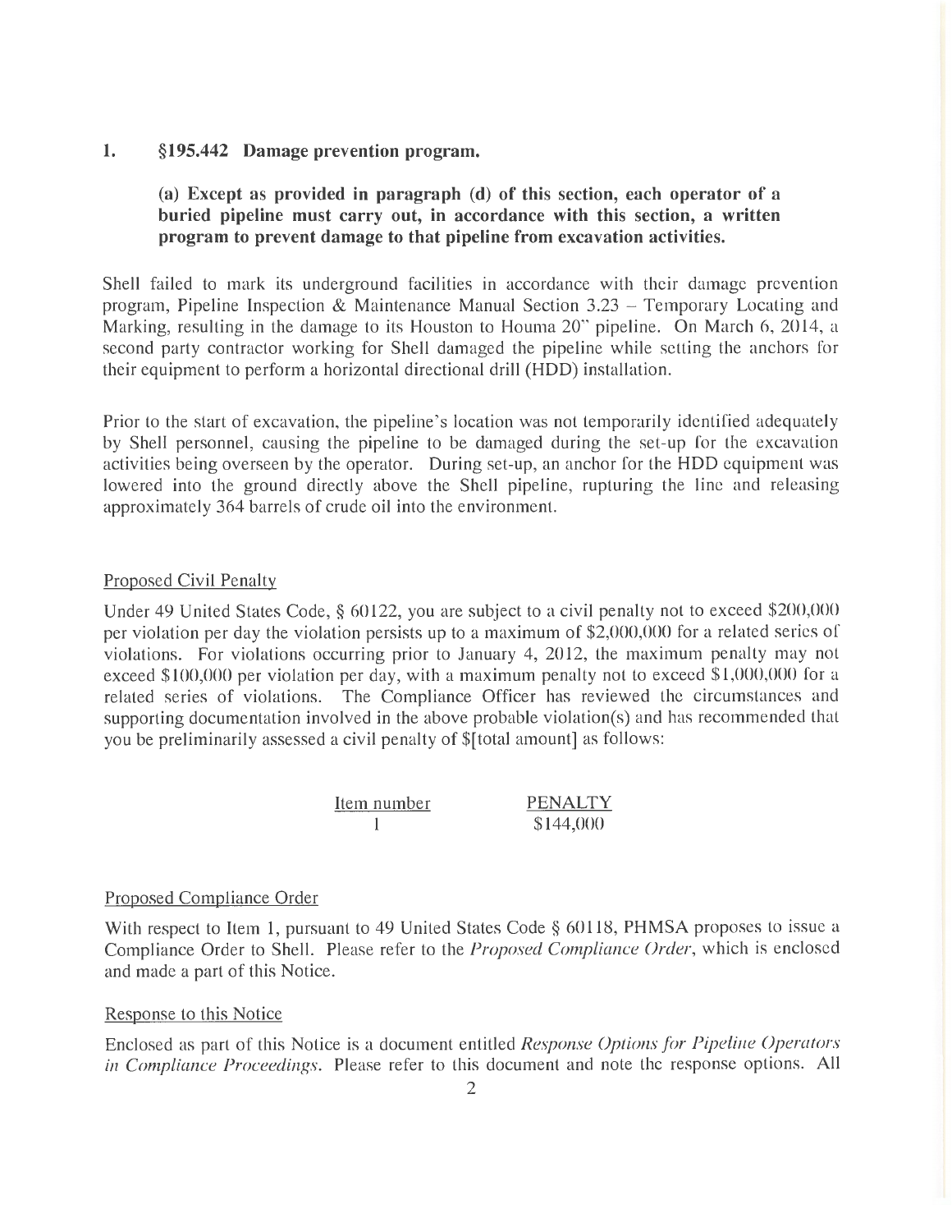## 1. §195.442 Damage prevention program.

**(a) Except as provided in paragraph (d) of this section, each operator of a buried pipeline must carry out, in accordance with this section, a written program to prevent damage to that pipeline from excavation activities.**

Shell failed to mark its underground facilities in accordance with their damage prevention program, Pipeline Inspection & Maintenance Manual Section 3.23 – Temporary Locating and Marking, resulting in the damage to its Houston to Houma 20" pipeline. On March 6, 2014, a second party contractor working for Shell damaged the pipeline while setting the anchors for their equipment to perform a horizontal directional drill (HDD) installation.

Prior to the start of excavation, the pipeline's location was not temporarily identified adequately by Shell personnel, causing the pipeline to be damaged during the set-up for the excavation activities being overseen by the operator. During set-up, an anchor for the HDD equipment was lowered into the ground directly above the Shell pipeline, rupturing the line and releasing approximately 364 barrels of crude oil into the environment.

### Proposed Civil Penalty

Under 49 United States Code, § 60122, you are subject to a civil penalty not to exceed $200,000 per violation per day the violation persists up to a maximum of $2,000,000 for a related series of violations. For violations occurring prior to January 4, 2012, the maximum penalty may not exceed $100,000 per violation per day, with a maximum penalty not to exceed $1,000,000 for a related series of violations. The Compliance Officer has reviewed the circumstances and supporting documentation involved in the above probable violation(s) and has recommended that you be preliminarily assessed a civil penalty of $[total amount] as follows:

| Item number | PENALTY |
|---|---|
| 1 | $144,000 |

### Proposed Compliance Order

With respect to Item 1, pursuant to 49 United States Code § 60118, PHMSA proposes to issue a Compliance Order to Shell. Please refer to the *Proposed Compliance Order*, which is enclosed and made a part of this Notice.

### Response to this Notice

Enclosed as part of this Notice is a document entitled *Response Options for Pipeline Operators in Compliance Proceedings*. Please refer to this document and note the response options. All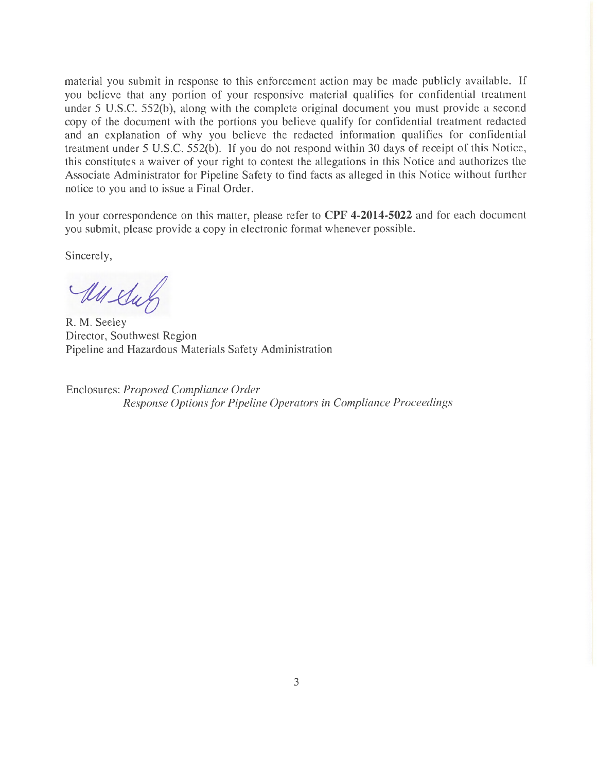material you submit in response to this enforcement action may be made publicly available. If you believe that any portion of your responsive material qualifies for confidential treatment under 5 U.S.C. 552(b), along with the complete original document you must provide a second copy of the document with the portions you believe qualify for confidential treatment redacted and an explanation of why you believe the redacted information qualifies for confidential treatment under 5 U.S.C. 552(b). If you do not respond within 30 days of receipt of this Notice, this constitutes a waiver of your right to contest the allegations in this Notice and authorizes the Associate Administrator for Pipeline Safety to find facts as alleged in this Notice without further notice to you and to issue a Final Order.

In your correspondence on this matter, please refer to **CPF 4-2014-5022** and for each document you submit, please provide a copy in electronic format whenever possible.

Sincerely,

R. M. Seeley
Director, Southwest Region
Pipeline and Hazardous Materials Safety Administration

Enclosures: *Proposed Compliance Order*
*Response Options for Pipeline Operators in Compliance Proceedings*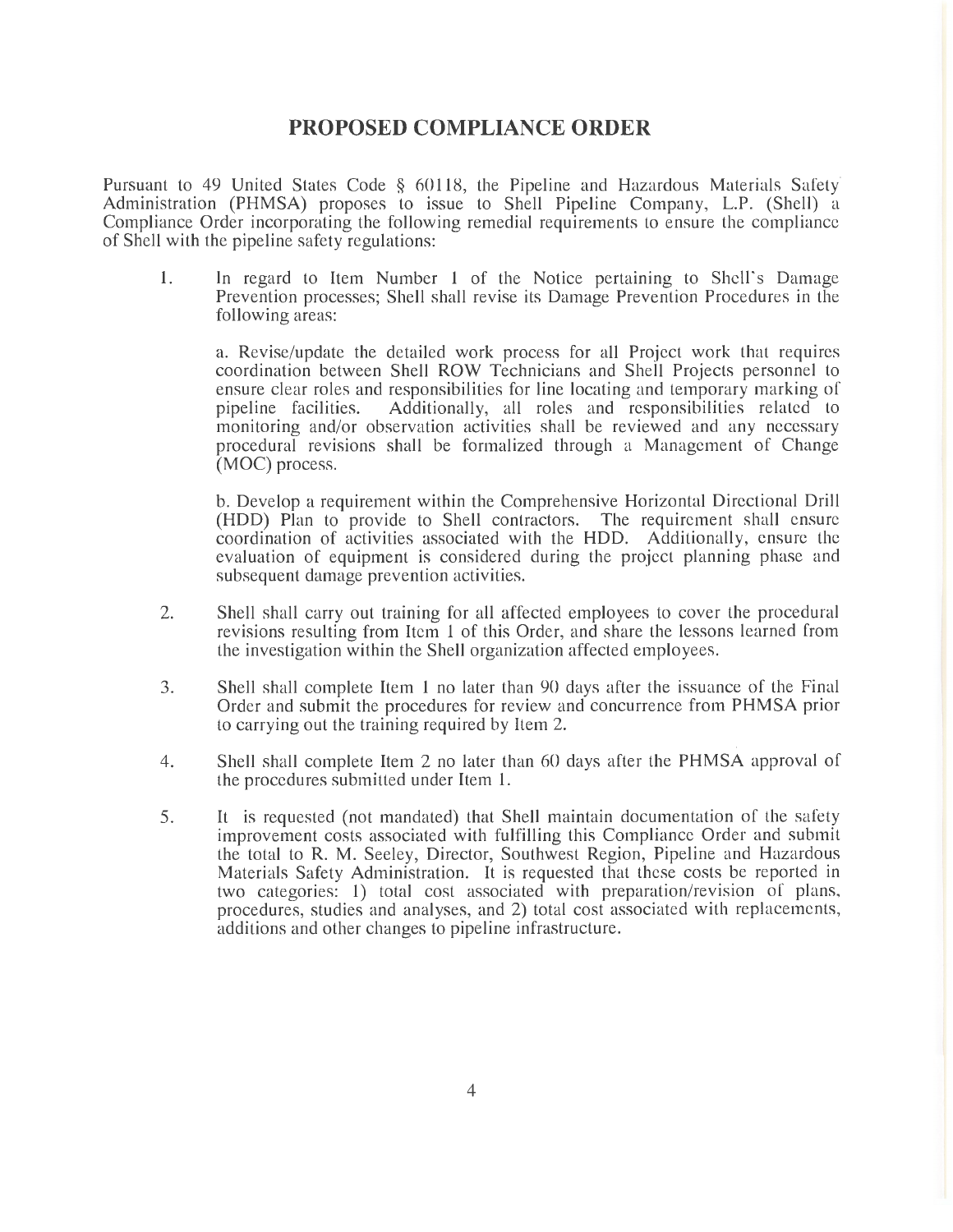# PROPOSED COMPLIANCE ORDER

Pursuant to 49 United States Code § 60118, the Pipeline and Hazardous Materials Safety Administration (PHMSA) proposes to issue to Shell Pipeline Company, L.P. (Shell) a Compliance Order incorporating the following remedial requirements to ensure the compliance of Shell with the pipeline safety regulations:

1. In regard to Item Number 1 of the Notice pertaining to Shell's Damage Prevention processes; Shell shall revise its Damage Prevention Procedures in the following areas:

   a. Revise/update the detailed work process for all Project work that requires coordination between Shell ROW Technicians and Shell Projects personnel to ensure clear roles and responsibilities for line locating and temporary marking of pipeline facilities. Additionally, all roles and responsibilities related to monitoring and/or observation activities shall be reviewed and any necessary procedural revisions shall be formalized through a Management of Change (MOC) process.

   b. Develop a requirement within the Comprehensive Horizontal Directional Drill (HDD) Plan to provide to Shell contractors. The requirement shall ensure coordination of activities associated with the HDD. Additionally, ensure the evaluation of equipment is considered during the project planning phase and subsequent damage prevention activities.

2. Shell shall carry out training for all affected employees to cover the procedural revisions resulting from Item 1 of this Order, and share the lessons learned from the investigation within the Shell organization affected employees.

3. Shell shall complete Item 1 no later than 90 days after the issuance of the Final Order and submit the procedures for review and concurrence from PHMSA prior to carrying out the training required by Item 2.

4. Shell shall complete Item 2 no later than 60 days after the PHMSA approval of the procedures submitted under Item 1.

5. It is requested (not mandated) that Shell maintain documentation of the safety improvement costs associated with fulfilling this Compliance Order and submit the total to R. M. Seeley, Director, Southwest Region, Pipeline and Hazardous Materials Safety Administration. It is requested that these costs be reported in two categories: 1) total cost associated with preparation/revision of plans, procedures, studies and analyses, and 2) total cost associated with replacements, additions and other changes to pipeline infrastructure.